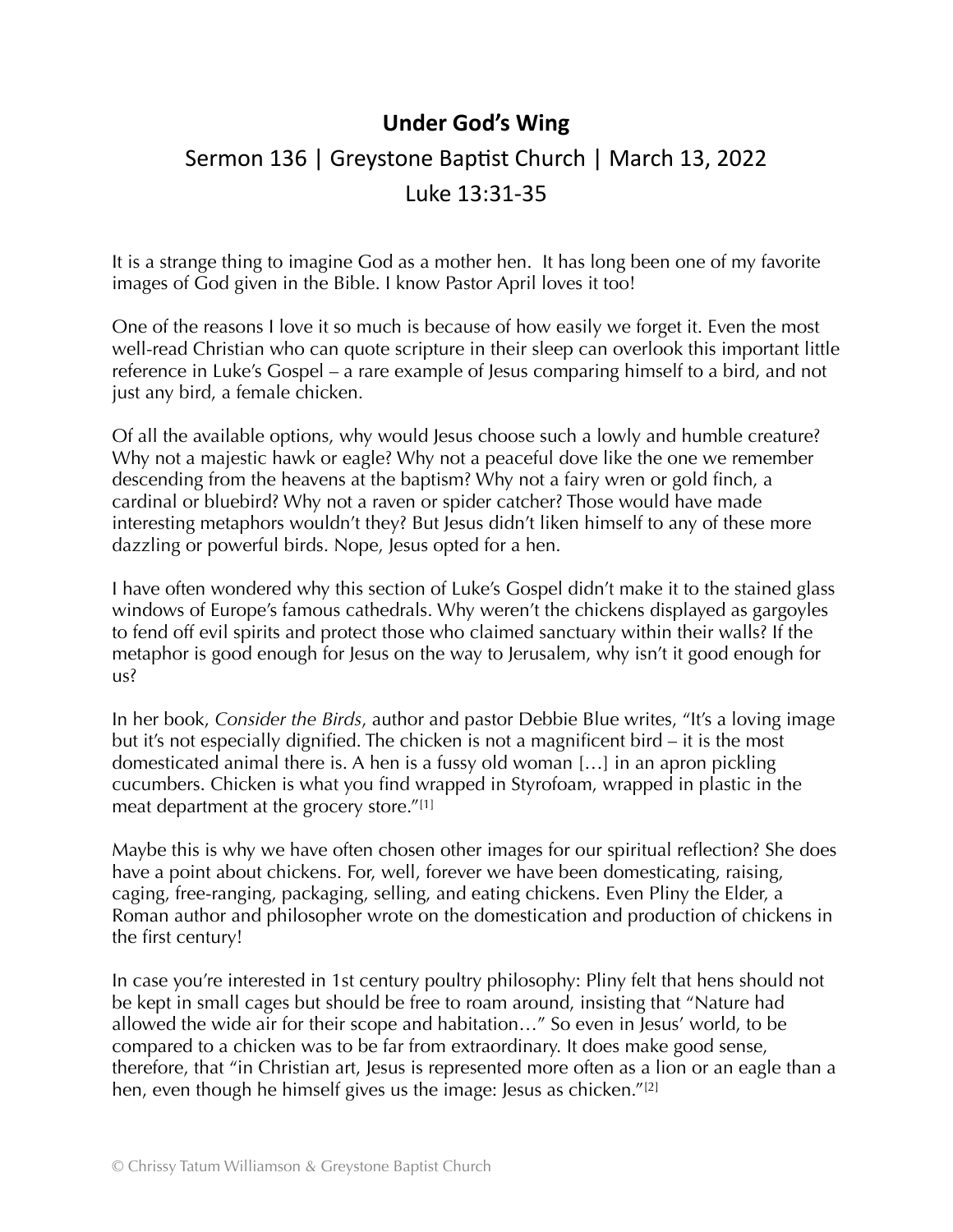# Under God's Wing

Sermon 136 | Greystone Baptist Church | March 13, 2022

Luke 13:31-35

It is a strange thing to imagine God as a mother hen. It has long been one of my favorite images of God given in the Bible. I know Pastor April loves it too!

One of the reasons I love it so much is because of how easily we forget it. Even the most well-read Christian who can quote scripture in their sleep can overlook this important little reference in Luke's Gospel – a rare example of Jesus comparing himself to a bird, and not just any bird, a female chicken.

Of all the available options, why would Jesus choose such a lowly and humble creature? Why not a majestic hawk or eagle? Why not a peaceful dove like the one we remember descending from the heavens at the baptism? Why not a fairy wren or gold finch, a cardinal or bluebird? Why not a raven or spider catcher? Those would have made interesting metaphors wouldn't they? But Jesus didn't liken himself to any of these more dazzling or powerful birds. Nope, Jesus opted for a hen.

I have often wondered why this section of Luke's Gospel didn't make it to the stained glass windows of Europe's famous cathedrals. Why weren't the chickens displayed as gargoyles to fend off evil spirits and protect those who claimed sanctuary within their walls? If the metaphor is good enough for Jesus on the way to Jerusalem, why isn't it good enough for us?

In her book, *Consider the Birds*, author and pastor Debbie Blue writes, "It's a loving image but it's not especially dignified. The chicken is not a magnificent bird – it is the most domesticated animal there is. A hen is a fussy old woman […] in an apron pickling cucumbers. Chicken is what you find wrapped in Styrofoam, wrapped in plastic in the meat department at the grocery store."[1]

Maybe this is why we have often chosen other images for our spiritual reflection? She does have a point about chickens. For, well, forever we have been domesticating, raising, caging, free-ranging, packaging, selling, and eating chickens. Even Pliny the Elder, a Roman author and philosopher wrote on the domestication and production of chickens in the first century!

In case you're interested in 1st century poultry philosophy: Pliny felt that hens should not be kept in small cages but should be free to roam around, insisting that "Nature had allowed the wide air for their scope and habitation…" So even in Jesus' world, to be compared to a chicken was to be far from extraordinary. It does make good sense, therefore, that "in Christian art, Jesus is represented more often as a lion or an eagle than a hen, even though he himself gives us the image: Jesus as chicken."[2]

© Chrissy Tatum Williamson & Greystone Baptist Church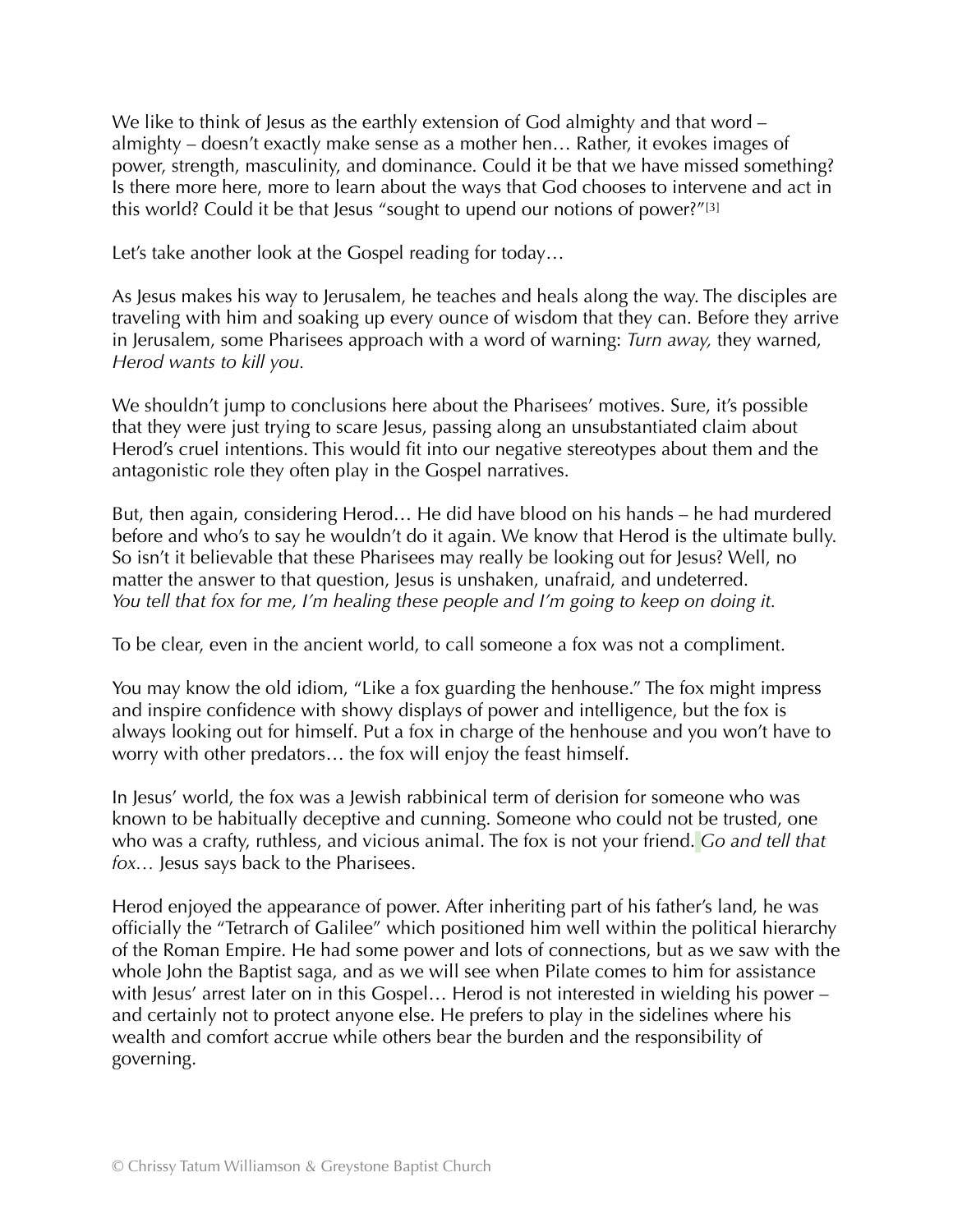We like to think of Jesus as the earthly extension of God almighty and that word – almighty – doesn't exactly make sense as a mother hen… Rather, it evokes images of power, strength, masculinity, and dominance. Could it be that we have missed something? Is there more here, more to learn about the ways that God chooses to intervene and act in this world? Could it be that Jesus "sought to upend our notions of power?"[3]

Let's take another look at the Gospel reading for today…

As Jesus makes his way to Jerusalem, he teaches and heals along the way. The disciples are traveling with him and soaking up every ounce of wisdom that they can. Before they arrive in Jerusalem, some Pharisees approach with a word of warning: *Turn away,* they warned, *Herod wants to kill you.*

We shouldn't jump to conclusions here about the Pharisees' motives. Sure, it's possible that they were just trying to scare Jesus, passing along an unsubstantiated claim about Herod's cruel intentions. This would fit into our negative stereotypes about them and the antagonistic role they often play in the Gospel narratives.

But, then again, considering Herod… He did have blood on his hands – he had murdered before and who's to say he wouldn't do it again. We know that Herod is the ultimate bully. So isn't it believable that these Pharisees may really be looking out for Jesus? Well, no matter the answer to that question, Jesus is unshaken, unafraid, and undeterred.
*You tell that fox for me, I'm healing these people and I'm going to keep on doing it.*

To be clear, even in the ancient world, to call someone a fox was not a compliment.

You may know the old idiom, "Like a fox guarding the henhouse." The fox might impress and inspire confidence with showy displays of power and intelligence, but the fox is always looking out for himself. Put a fox in charge of the henhouse and you won't have to worry with other predators… the fox will enjoy the feast himself.

In Jesus' world, the fox was a Jewish rabbinical term of derision for someone who was known to be habitually deceptive and cunning. Someone who could not be trusted, one who was a crafty, ruthless, and vicious animal. The fox is not your friend. *Go and tell that fox…* Jesus says back to the Pharisees.

Herod enjoyed the appearance of power. After inheriting part of his father's land, he was officially the "Tetrarch of Galilee" which positioned him well within the political hierarchy of the Roman Empire. He had some power and lots of connections, but as we saw with the whole John the Baptist saga, and as we will see when Pilate comes to him for assistance with Jesus' arrest later on in this Gospel… Herod is not interested in wielding his power – and certainly not to protect anyone else. He prefers to play in the sidelines where his wealth and comfort accrue while others bear the burden and the responsibility of governing.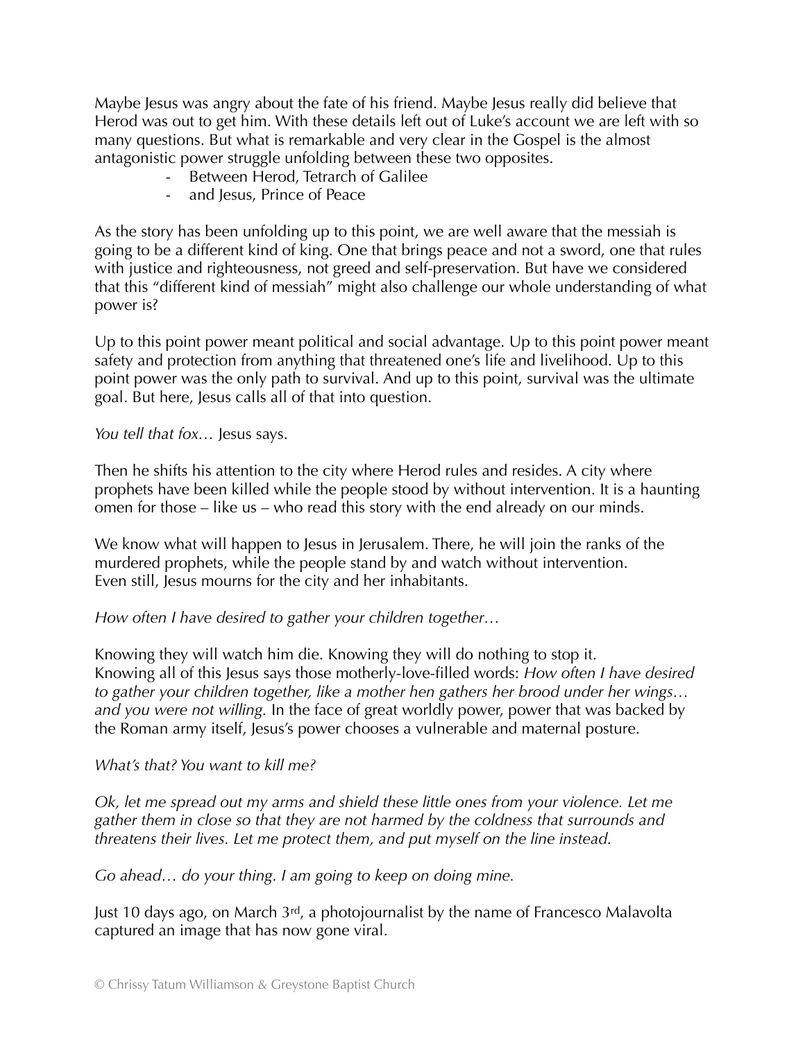Maybe Jesus was angry about the fate of his friend. Maybe Jesus really did believe that Herod was out to get him. With these details left out of Luke's account we are left with so many questions. But what is remarkable and very clear in the Gospel is the almost antagonistic power struggle unfolding between these two opposites.

- Between Herod, Tetrarch of Galilee
- and Jesus, Prince of Peace

As the story has been unfolding up to this point, we are well aware that the messiah is going to be a different kind of king. One that brings peace and not a sword, one that rules with justice and righteousness, not greed and self-preservation. But have we considered that this "different kind of messiah" might also challenge our whole understanding of what power is?

Up to this point power meant political and social advantage. Up to this point power meant safety and protection from anything that threatened one's life and livelihood. Up to this point power was the only path to survival. And up to this point, survival was the ultimate goal. But here, Jesus calls all of that into question.

*You tell that fox…* Jesus says.

Then he shifts his attention to the city where Herod rules and resides. A city where prophets have been killed while the people stood by without intervention. It is a haunting omen for those – like us – who read this story with the end already on our minds.

We know what will happen to Jesus in Jerusalem. There, he will join the ranks of the murdered prophets, while the people stand by and watch without intervention.
Even still, Jesus mourns for the city and her inhabitants.

*How often I have desired to gather your children together…*

Knowing they will watch him die. Knowing they will do nothing to stop it.
Knowing all of this Jesus says those motherly-love-filled words: *How often I have desired to gather your children together, like a mother hen gathers her brood under her wings… and you were not willing.* In the face of great worldly power, power that was backed by the Roman army itself, Jesus's power chooses a vulnerable and maternal posture.

*What's that? You want to kill me?*

*Ok, let me spread out my arms and shield these little ones from your violence. Let me gather them in close so that they are not harmed by the coldness that surrounds and threatens their lives. Let me protect them, and put myself on the line instead.*

*Go ahead… do your thing. I am going to keep on doing mine.*

Just 10 days ago, on March 3rd, a photojournalist by the name of Francesco Malavolta captured an image that has now gone viral.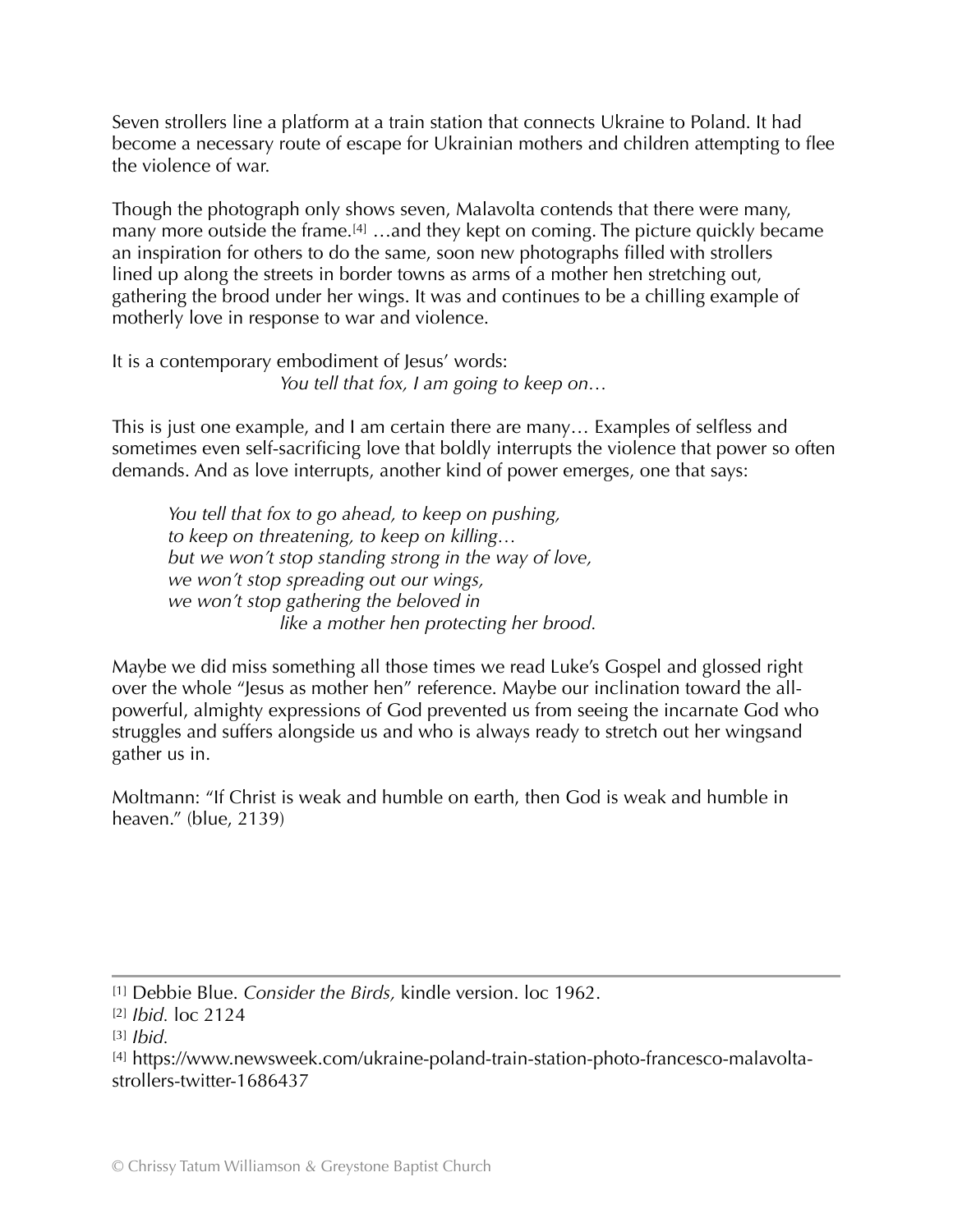Seven strollers line a platform at a train station that connects Ukraine to Poland. It had become a necessary route of escape for Ukrainian mothers and children attempting to flee the violence of war.

Though the photograph only shows seven, Malavolta contends that there were many, many more outside the frame.[4] …and they kept on coming. The picture quickly became an inspiration for others to do the same, soon new photographs filled with strollers lined up along the streets in border towns as arms of a mother hen stretching out, gathering the brood under her wings. It was and continues to be a chilling example of motherly love in response to war and violence.

It is a contemporary embodiment of Jesus' words:

*You tell that fox, I am going to keep on…*

This is just one example, and I am certain there are many… Examples of selfless and sometimes even self-sacrificing love that boldly interrupts the violence that power so often demands. And as love interrupts, another kind of power emerges, one that says:

> *You tell that fox to go ahead, to keep on pushing,*
> *to keep on threatening, to keep on killing…*
> *but we won't stop standing strong in the way of love,*
> *we won't stop spreading out our wings,*
> *we won't stop gathering the beloved in*
> *like a mother hen protecting her brood.*

Maybe we did miss something all those times we read Luke's Gospel and glossed right over the whole "Jesus as mother hen" reference. Maybe our inclination toward the all-powerful, almighty expressions of God prevented us from seeing the incarnate God who struggles and suffers alongside us and who is always ready to stretch out her wingsand gather us in.

Moltmann: "If Christ is weak and humble on earth, then God is weak and humble in heaven." (blue, 2139)

---

[1] Debbie Blue. *Consider the Birds,* kindle version. loc 1962.

[2] *Ibid.* loc 2124

[3] *Ibid.*

[4] https://www.newsweek.com/ukraine-poland-train-station-photo-francesco-malavolta-strollers-twitter-1686437

© Chrissy Tatum Williamson & Greystone Baptist Church